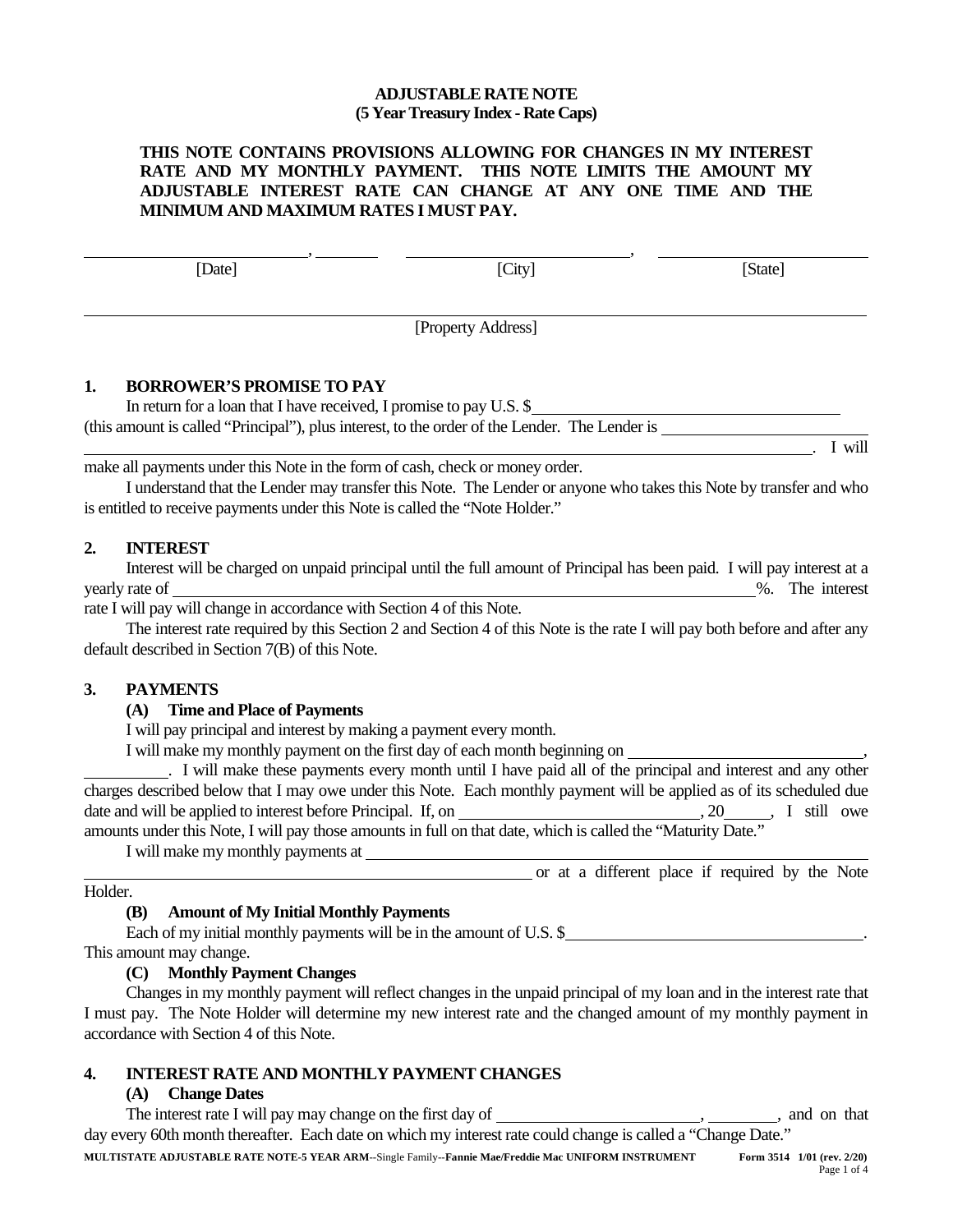# ADJUSTABLE RATE NOTE
## (5 Year Treasury Index - Rate Caps)

**THIS NOTE CONTAINS PROVISIONS ALLOWING FOR CHANGES IN MY INTEREST RATE AND MY MONTHLY PAYMENT. THIS NOTE LIMITS THE AMOUNT MY ADJUSTABLE INTEREST RATE CAN CHANGE AT ANY ONE TIME AND THE MINIMUM AND MAXIMUM RATES I MUST PAY.**

______________________, ________ ______________________, ______________________
[Date] [City] [State]

______________________________________________________________
[Property Address]

### 1. BORROWER'S PROMISE TO PAY

In return for a loan that I have received, I promise to pay U.S. $______________________ (this amount is called "Principal"), plus interest, to the order of the Lender. The Lender is ______________________________________________. I will make all payments under this Note in the form of cash, check or money order.

I understand that the Lender may transfer this Note. The Lender or anyone who takes this Note by transfer and who is entitled to receive payments under this Note is called the "Note Holder."

### 2. INTEREST

Interest will be charged on unpaid principal until the full amount of Principal has been paid. I will pay interest at a yearly rate of ______________________%. The interest rate I will pay will change in accordance with Section 4 of this Note.

The interest rate required by this Section 2 and Section 4 of this Note is the rate I will pay both before and after any default described in Section 7(B) of this Note.

### 3. PAYMENTS

**(A) Time and Place of Payments**

I will pay principal and interest by making a payment every month.

I will make my monthly payment on the first day of each month beginning on ______________________, __________. I will make these payments every month until I have paid all of the principal and interest and any other charges described below that I may owe under this Note. Each monthly payment will be applied as of its scheduled due date and will be applied to interest before Principal. If, on ______________________, 20_____, I still owe amounts under this Note, I will pay those amounts in full on that date, which is called the "Maturity Date."

I will make my monthly payments at ______________________________________________ or at a different place if required by the Note Holder.

**(B) Amount of My Initial Monthly Payments**

Each of my initial monthly payments will be in the amount of U.S. $______________________. This amount may change.

**(C) Monthly Payment Changes**

Changes in my monthly payment will reflect changes in the unpaid principal of my loan and in the interest rate that I must pay. The Note Holder will determine my new interest rate and the changed amount of my monthly payment in accordance with Section 4 of this Note.

### 4. INTEREST RATE AND MONTHLY PAYMENT CHANGES

**(A) Change Dates**

The interest rate I will pay may change on the first day of ______________________, ________, and on that day every 60th month thereafter. Each date on which my interest rate could change is called a "Change Date."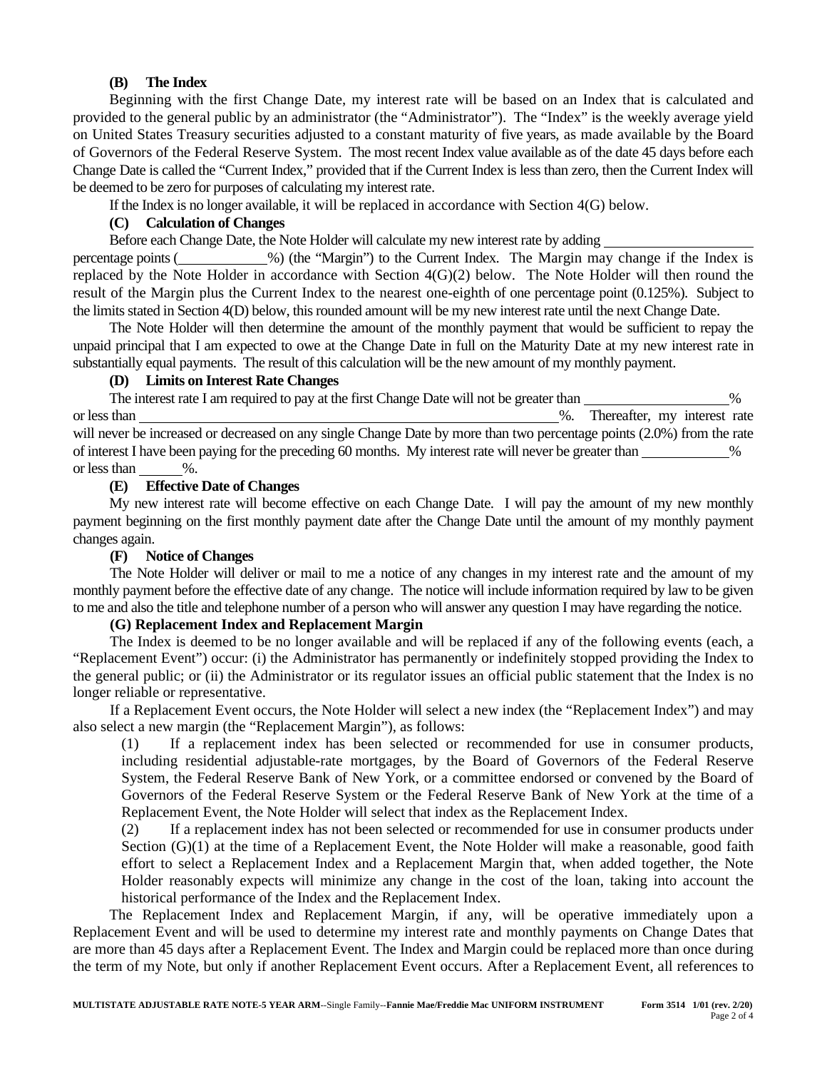**(B) The Index**

Beginning with the first Change Date, my interest rate will be based on an Index that is calculated and provided to the general public by an administrator (the "Administrator"). The "Index" is the weekly average yield on United States Treasury securities adjusted to a constant maturity of five years, as made available by the Board of Governors of the Federal Reserve System. The most recent Index value available as of the date 45 days before each Change Date is called the "Current Index," provided that if the Current Index is less than zero, then the Current Index will be deemed to be zero for purposes of calculating my interest rate.

If the Index is no longer available, it will be replaced in accordance with Section 4(G) below.

**(C) Calculation of Changes**

Before each Change Date, the Note Holder will calculate my new interest rate by adding ____________________ percentage points (____________%) (the "Margin") to the Current Index. The Margin may change if the Index is replaced by the Note Holder in accordance with Section 4(G)(2) below. The Note Holder will then round the result of the Margin plus the Current Index to the nearest one-eighth of one percentage point (0.125%). Subject to the limits stated in Section 4(D) below, this rounded amount will be my new interest rate until the next Change Date.

The Note Holder will then determine the amount of the monthly payment that would be sufficient to repay the unpaid principal that I am expected to owe at the Change Date in full on the Maturity Date at my new interest rate in substantially equal payments. The result of this calculation will be the new amount of my monthly payment.

**(D) Limits on Interest Rate Changes**

The interest rate I am required to pay at the first Change Date will not be greater than ____________________% or less than ____________________________________________________________%. Thereafter, my interest rate will never be increased or decreased on any single Change Date by more than two percentage points (2.0%) from the rate of interest I have been paying for the preceding 60 months. My interest rate will never be greater than ____________% or less than ______%.

**(E) Effective Date of Changes**

My new interest rate will become effective on each Change Date. I will pay the amount of my new monthly payment beginning on the first monthly payment date after the Change Date until the amount of my monthly payment changes again.

**(F) Notice of Changes**

The Note Holder will deliver or mail to me a notice of any changes in my interest rate and the amount of my monthly payment before the effective date of any change. The notice will include information required by law to be given to me and also the title and telephone number of a person who will answer any question I may have regarding the notice.

**(G) Replacement Index and Replacement Margin**

The Index is deemed to be no longer available and will be replaced if any of the following events (each, a "Replacement Event") occur: (i) the Administrator has permanently or indefinitely stopped providing the Index to the general public; or (ii) the Administrator or its regulator issues an official public statement that the Index is no longer reliable or representative.

If a Replacement Event occurs, the Note Holder will select a new index (the "Replacement Index") and may also select a new margin (the "Replacement Margin"), as follows:

(1) If a replacement index has been selected or recommended for use in consumer products, including residential adjustable-rate mortgages, by the Board of Governors of the Federal Reserve System, the Federal Reserve Bank of New York, or a committee endorsed or convened by the Board of Governors of the Federal Reserve System or the Federal Reserve Bank of New York at the time of a Replacement Event, the Note Holder will select that index as the Replacement Index.

(2) If a replacement index has not been selected or recommended for use in consumer products under Section (G)(1) at the time of a Replacement Event, the Note Holder will make a reasonable, good faith effort to select a Replacement Index and a Replacement Margin that, when added together, the Note Holder reasonably expects will minimize any change in the cost of the loan, taking into account the historical performance of the Index and the Replacement Index.

The Replacement Index and Replacement Margin, if any, will be operative immediately upon a Replacement Event and will be used to determine my interest rate and monthly payments on Change Dates that are more than 45 days after a Replacement Event. The Index and Margin could be replaced more than once during the term of my Note, but only if another Replacement Event occurs. After a Replacement Event, all references to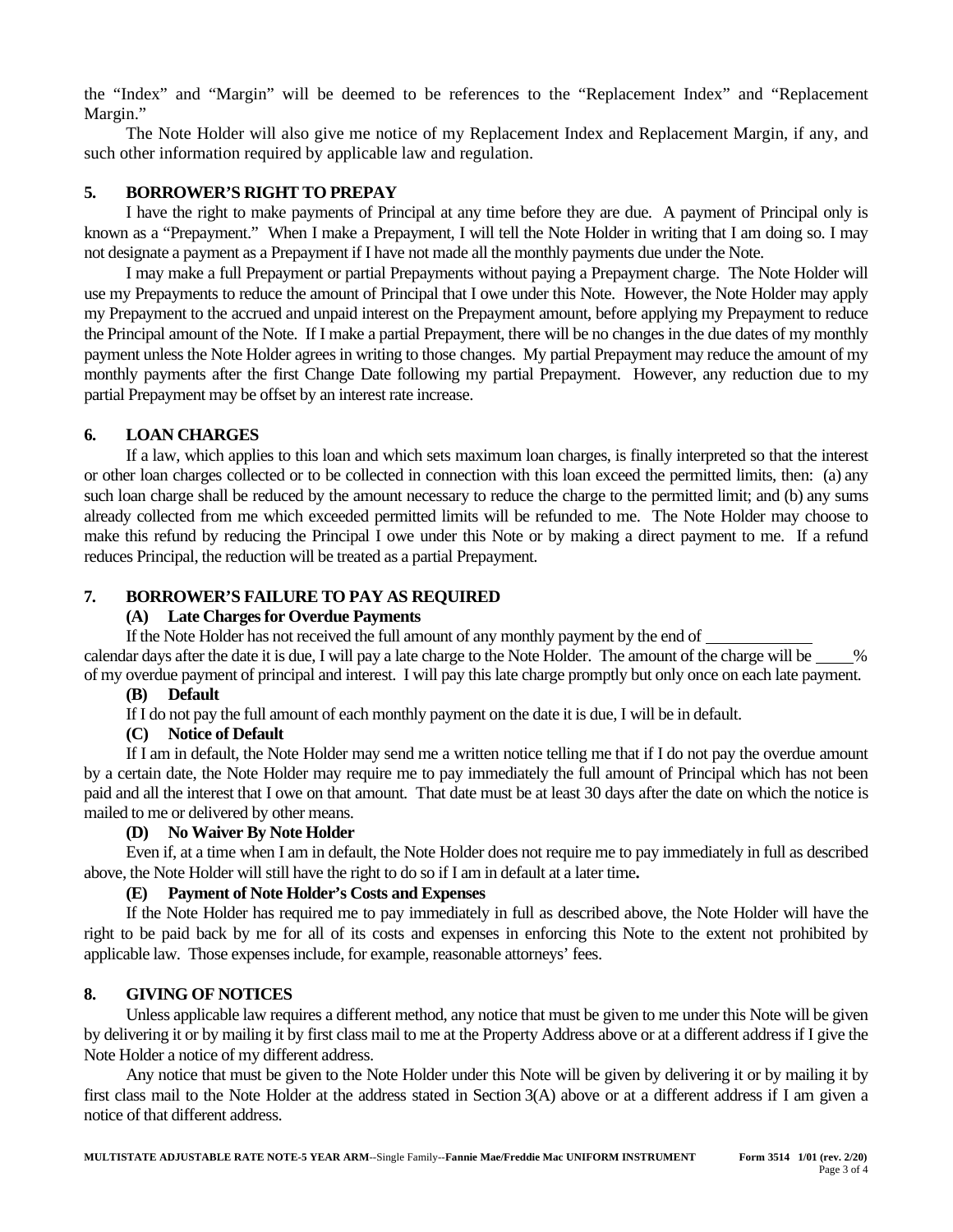the "Index" and "Margin" will be deemed to be references to the "Replacement Index" and "Replacement Margin."

The Note Holder will also give me notice of my Replacement Index and Replacement Margin, if any, and such other information required by applicable law and regulation.

## 5. BORROWER'S RIGHT TO PREPAY

I have the right to make payments of Principal at any time before they are due. A payment of Principal only is known as a "Prepayment." When I make a Prepayment, I will tell the Note Holder in writing that I am doing so. I may not designate a payment as a Prepayment if I have not made all the monthly payments due under the Note.

I may make a full Prepayment or partial Prepayments without paying a Prepayment charge. The Note Holder will use my Prepayments to reduce the amount of Principal that I owe under this Note. However, the Note Holder may apply my Prepayment to the accrued and unpaid interest on the Prepayment amount, before applying my Prepayment to reduce the Principal amount of the Note. If I make a partial Prepayment, there will be no changes in the due dates of my monthly payment unless the Note Holder agrees in writing to those changes. My partial Prepayment may reduce the amount of my monthly payments after the first Change Date following my partial Prepayment. However, any reduction due to my partial Prepayment may be offset by an interest rate increase.

## 6. LOAN CHARGES

If a law, which applies to this loan and which sets maximum loan charges, is finally interpreted so that the interest or other loan charges collected or to be collected in connection with this loan exceed the permitted limits, then: (a) any such loan charge shall be reduced by the amount necessary to reduce the charge to the permitted limit; and (b) any sums already collected from me which exceeded permitted limits will be refunded to me. The Note Holder may choose to make this refund by reducing the Principal I owe under this Note or by making a direct payment to me. If a refund reduces Principal, the reduction will be treated as a partial Prepayment.

## 7. BORROWER'S FAILURE TO PAY AS REQUIRED

### (A) Late Charges for Overdue Payments

If the Note Holder has not received the full amount of any monthly payment by the end of ____________ calendar days after the date it is due, I will pay a late charge to the Note Holder. The amount of the charge will be ____% of my overdue payment of principal and interest. I will pay this late charge promptly but only once on each late payment.

### (B) Default

If I do not pay the full amount of each monthly payment on the date it is due, I will be in default.

### (C) Notice of Default

If I am in default, the Note Holder may send me a written notice telling me that if I do not pay the overdue amount by a certain date, the Note Holder may require me to pay immediately the full amount of Principal which has not been paid and all the interest that I owe on that amount. That date must be at least 30 days after the date on which the notice is mailed to me or delivered by other means.

### (D) No Waiver By Note Holder

Even if, at a time when I am in default, the Note Holder does not require me to pay immediately in full as described above, the Note Holder will still have the right to do so if I am in default at a later time**.**

### (E) Payment of Note Holder's Costs and Expenses

If the Note Holder has required me to pay immediately in full as described above, the Note Holder will have the right to be paid back by me for all of its costs and expenses in enforcing this Note to the extent not prohibited by applicable law. Those expenses include, for example, reasonable attorneys' fees.

## 8. GIVING OF NOTICES

Unless applicable law requires a different method, any notice that must be given to me under this Note will be given by delivering it or by mailing it by first class mail to me at the Property Address above or at a different address if I give the Note Holder a notice of my different address.

Any notice that must be given to the Note Holder under this Note will be given by delivering it or by mailing it by first class mail to the Note Holder at the address stated in Section 3(A) above or at a different address if I am given a notice of that different address.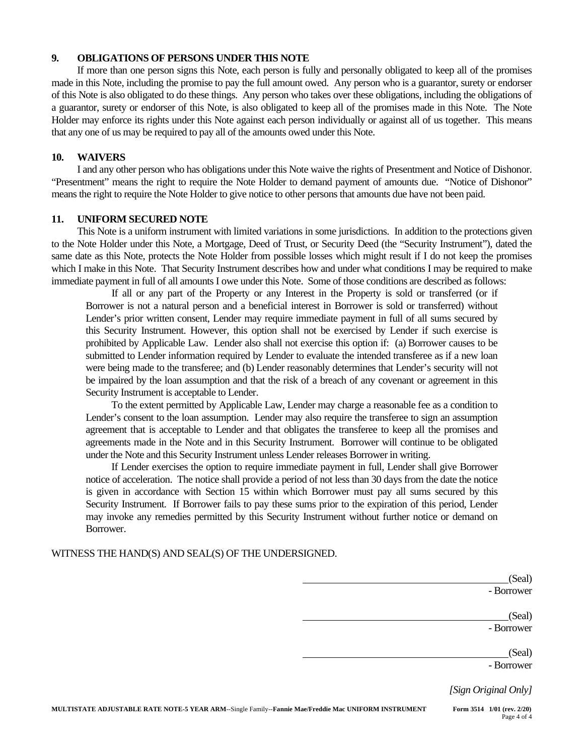**9. OBLIGATIONS OF PERSONS UNDER THIS NOTE**

If more than one person signs this Note, each person is fully and personally obligated to keep all of the promises made in this Note, including the promise to pay the full amount owed. Any person who is a guarantor, surety or endorser of this Note is also obligated to do these things. Any person who takes over these obligations, including the obligations of a guarantor, surety or endorser of this Note, is also obligated to keep all of the promises made in this Note. The Note Holder may enforce its rights under this Note against each person individually or against all of us together. This means that any one of us may be required to pay all of the amounts owed under this Note.

**10. WAIVERS**

I and any other person who has obligations under this Note waive the rights of Presentment and Notice of Dishonor. "Presentment" means the right to require the Note Holder to demand payment of amounts due. "Notice of Dishonor" means the right to require the Note Holder to give notice to other persons that amounts due have not been paid.

**11. UNIFORM SECURED NOTE**

This Note is a uniform instrument with limited variations in some jurisdictions. In addition to the protections given to the Note Holder under this Note, a Mortgage, Deed of Trust, or Security Deed (the "Security Instrument"), dated the same date as this Note, protects the Note Holder from possible losses which might result if I do not keep the promises which I make in this Note. That Security Instrument describes how and under what conditions I may be required to make immediate payment in full of all amounts I owe under this Note. Some of those conditions are described as follows:

> If all or any part of the Property or any Interest in the Property is sold or transferred (or if Borrower is not a natural person and a beneficial interest in Borrower is sold or transferred) without Lender's prior written consent, Lender may require immediate payment in full of all sums secured by this Security Instrument. However, this option shall not be exercised by Lender if such exercise is prohibited by Applicable Law. Lender also shall not exercise this option if: (a) Borrower causes to be submitted to Lender information required by Lender to evaluate the intended transferee as if a new loan were being made to the transferee; and (b) Lender reasonably determines that Lender's security will not be impaired by the loan assumption and that the risk of a breach of any covenant or agreement in this Security Instrument is acceptable to Lender.
>
> To the extent permitted by Applicable Law, Lender may charge a reasonable fee as a condition to Lender's consent to the loan assumption. Lender may also require the transferee to sign an assumption agreement that is acceptable to Lender and that obligates the transferee to keep all the promises and agreements made in the Note and in this Security Instrument. Borrower will continue to be obligated under the Note and this Security Instrument unless Lender releases Borrower in writing.
>
> If Lender exercises the option to require immediate payment in full, Lender shall give Borrower notice of acceleration. The notice shall provide a period of not less than 30 days from the date the notice is given in accordance with Section 15 within which Borrower must pay all sums secured by this Security Instrument. If Borrower fails to pay these sums prior to the expiration of this period, Lender may invoke any remedies permitted by this Security Instrument without further notice or demand on Borrower.

WITNESS THE HAND(S) AND SEAL(S) OF THE UNDERSIGNED.

\_\_\_\_\_\_\_\_\_\_\_\_\_\_\_\_\_\_\_\_\_\_\_\_\_\_\_\_\_\_\_\_\_\_\_\_\_\_(Seal)
\- Borrower

\_\_\_\_\_\_\_\_\_\_\_\_\_\_\_\_\_\_\_\_\_\_\_\_\_\_\_\_\_\_\_\_\_\_\_\_\_\_(Seal)
\- Borrower

\_\_\_\_\_\_\_\_\_\_\_\_\_\_\_\_\_\_\_\_\_\_\_\_\_\_\_\_\_\_\_\_\_\_\_\_\_\_(Seal)
\- Borrower

*[Sign Original Only]*

**MULTISTATE ADJUSTABLE RATE NOTE-5 YEAR ARM**--Single Family--**Fannie Mae/Freddie Mac UNIFORM INSTRUMENT** **Form 3514 1/01 (rev. 2/20)**